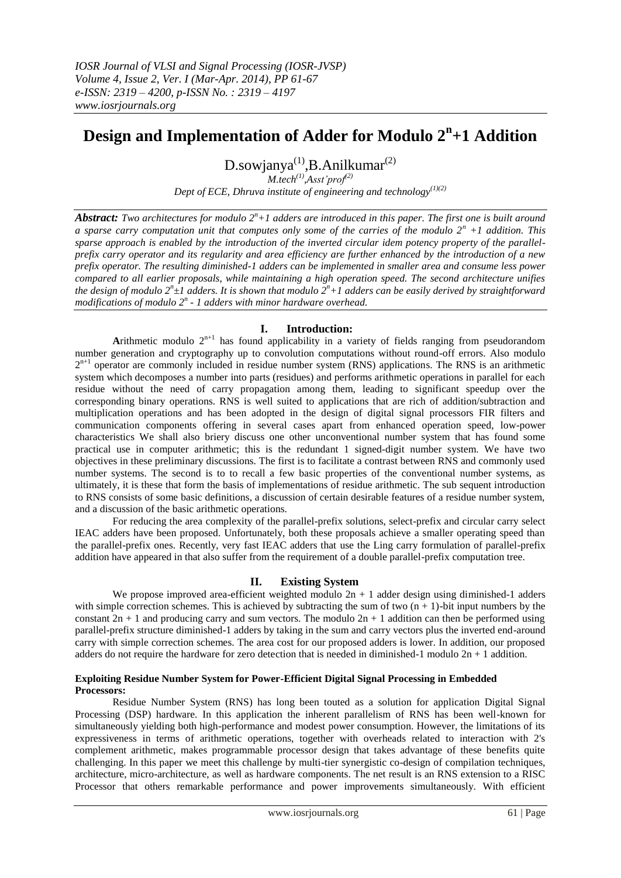*IOSR Journal of VLSI and Signal Processing (IOSR-JVSP)*
*Volume 4, Issue 2, Ver. I (Mar-Apr. 2014), PP 61-67*
*e-ISSN: 2319 – 4200, p-ISSN No. : 2319 – 4197*
*www.iosrjournals.org*

# Design and Implementation of Adder for Modulo $2^n$+1 Addition

D.sowjanya[(1)],B.Anilkumar[(2)]

*M.tech[(1)],Asst'prof[(2)]*

*Dept of ECE, Dhruva institute of engineering and technology[(1)(2)]*

***Abstract:*** *Two architectures for modulo $2^n$+1 adders are introduced in this paper. The first one is built around a sparse carry computation unit that computes only some of the carries of the modulo $2^n$ +1 addition. This sparse approach is enabled by the introduction of the inverted circular idem potency property of the parallel-prefix carry operator and its regularity and area efficiency are further enhanced by the introduction of a new prefix operator. The resulting diminished-1 adders can be implemented in smaller area and consume less power compared to all earlier proposals, while maintaining a high operation speed. The second architecture unifies the design of modulo $2^n$±1 adders. It is shown that modulo $2^n$+1 adders can be easily derived by straightforward modifications of modulo $2^n$ - 1 adders with minor hardware overhead.*

## I. Introduction:

**A**rithmetic modulo $2^{n+1}$ has found applicability in a variety of fields ranging from pseudorandom number generation and cryptography up to convolution computations without round-off errors. Also modulo $2^{n+1}$ operator are commonly included in residue number system (RNS) applications. The RNS is an arithmetic system which decomposes a number into parts (residues) and performs arithmetic operations in parallel for each residue without the need of carry propagation among them, leading to significant speedup over the corresponding binary operations. RNS is well suited to applications that are rich of addition/subtraction and multiplication operations and has been adopted in the design of digital signal processors FIR filters and communication components offering in several cases apart from enhanced operation speed, low-power characteristics We shall also briery discuss one other unconventional number system that has found some practical use in computer arithmetic; this is the redundant 1 signed-digit number system. We have two objectives in these preliminary discussions. The first is to facilitate a contrast between RNS and commonly used number systems. The second is to recall a few basic properties of the conventional number systems, as ultimately, it is these that form the basis of implementations of residue arithmetic. The sub sequent introduction to RNS consists of some basic definitions, a discussion of certain desirable features of a residue number system, and a discussion of the basic arithmetic operations.

For reducing the area complexity of the parallel-prefix solutions, select-prefix and circular carry select IEAC adders have been proposed. Unfortunately, both these proposals achieve a smaller operating speed than the parallel-prefix ones. Recently, very fast IEAC adders that use the Ling carry formulation of parallel-prefix addition have appeared in that also suffer from the requirement of a double parallel-prefix computation tree.

## II. Existing System

We propose improved area-efficient weighted modulo 2n + 1 adder design using diminished-1 adders with simple correction schemes. This is achieved by subtracting the sum of two (n + 1)-bit input numbers by the constant 2n + 1 and producing carry and sum vectors. The modulo 2n + 1 addition can then be performed using parallel-prefix structure diminished-1 adders by taking in the sum and carry vectors plus the inverted end-around carry with simple correction schemes. The area cost for our proposed adders is lower. In addition, our proposed adders do not require the hardware for zero detection that is needed in diminished-1 modulo 2n + 1 addition.

**Exploiting Residue Number System for Power-Efficient Digital Signal Processing in Embedded Processors:**

Residue Number System (RNS) has long been touted as a solution for application Digital Signal Processing (DSP) hardware. In this application the inherent parallelism of RNS has been well-known for simultaneously yielding both high-performance and modest power consumption. However, the limitations of its expressiveness in terms of arithmetic operations, together with overheads related to interaction with 2's complement arithmetic, makes programmable processor design that takes advantage of these benefits quite challenging. In this paper we meet this challenge by multi-tier synergistic co-design of compilation techniques, architecture, micro-architecture, as well as hardware components. The net result is an RNS extension to a RISC Processor that others remarkable performance and power improvements simultaneously. With efficient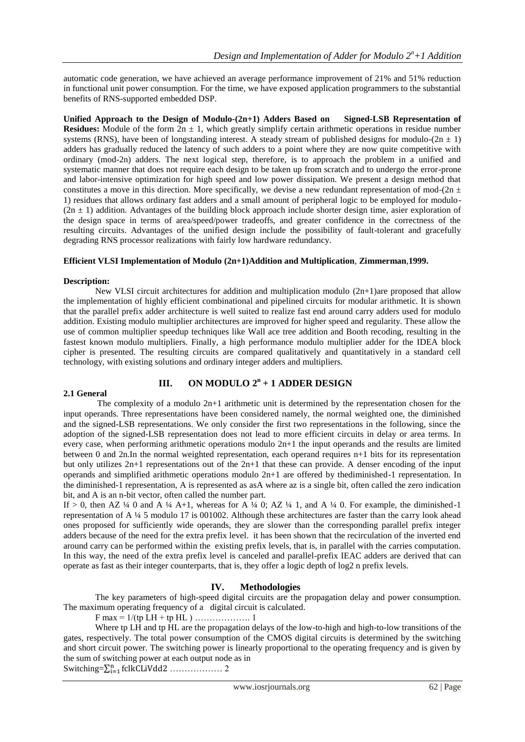automatic code generation, we have achieved an average performance improvement of 21% and 51% reduction in functional unit power consumption. For the time, we have exposed application programmers to the substantial benefits of RNS-supported embedded DSP.

**Unified Approach to the Design of Modulo-(2n+1) Adders Based on Signed-LSB Representation of Residues:** Module of the form $2n \pm 1$, which greatly simplify certain arithmetic operations in residue number systems (RNS), have been of longstanding interest. A steady stream of published designs for modulo-$(2n \pm 1)$ adders has gradually reduced the latency of such adders to a point where they are now quite competitive with ordinary (mod-2n) adders. The next logical step, therefore, is to approach the problem in a unified and systematic manner that does not require each design to be taken up from scratch and to undergo the error-prone and labor-intensive optimization for high speed and low power dissipation. We present a design method that constitutes a move in this direction. More specifically, we devise a new redundant representation of mod-$(2n \pm 1)$ residues that allows ordinary fast adders and a small amount of peripheral logic to be employed for modulo-$(2n \pm 1)$ addition. Advantages of the building block approach include shorter design time, asier exploration of the design space in terms of area/speed/power tradeoffs, and greater confidence in the correctness of the resulting circuits. Advantages of the unified design include the possibility of fault-tolerant and gracefully degrading RNS processor realizations with fairly low hardware redundancy.

**Efficient VLSI Implementation of Modulo (2n+1)Addition and Multiplication**, **Zimmerman**,**1999.**

**Description:**

New VLSI circuit architectures for addition and multiplication modulo (2n+1)are proposed that allow the implementation of highly efficient combinational and pipelined circuits for modular arithmetic. It is shown that the parallel prefix adder architecture is well suited to realize fast end around carry adders used for modulo addition. Existing modulo multiplier architectures are improved for higher speed and regularity. These allow the use of common multiplier speedup techniques like Wall ace tree addition and Booth recoding, resulting in the fastest known modulo multipliers. Finally, a high performance modulo multiplier adder for the IDEA block cipher is presented. The resulting circuits are compared qualitatively and quantitatively in a standard cell technology, with existing solutions and ordinary integer adders and multipliers.

## III. ON MODULO $2^n + 1$ ADDER DESIGN

### 2.1 General

The complexity of a modulo 2n+1 arithmetic unit is determined by the representation chosen for the input operands. Three representations have been considered namely, the normal weighted one, the diminished and the signed-LSB representations. We only consider the first two representations in the following, since the adoption of the signed-LSB representation does not lead to more efficient circuits in delay or area terms. In every case, when performing arithmetic operations modulo 2n+1 the input operands and the results are limited between 0 and 2n.In the normal weighted representation, each operand requires n+1 bits for its representation but only utilizes 2n+1 representations out of the 2n+1 that these can provide. A denser encoding of the input operands and simplified arithmetic operations modulo 2n+1 are offered by thediminished-1 representation. In the diminished-1 representation, A is represented as asA where az is a single bit, often called the zero indication bit, and A is an n-bit vector, often called the number part.

If > 0, then AZ ¼ 0 and A ¼ A+1, whereas for A ¼ 0; AZ ¼ 1, and A ¼ 0. For example, the diminished-1 representation of A ¼ 5 modulo 17 is 001002. Although these architectures are faster than the carry look ahead ones proposed for sufficiently wide operands, they are slower than the corresponding parallel prefix integer adders because of the need for the extra prefix level. it has been shown that the recirculation of the inverted end around carry can be performed within the existing prefix levels, that is, in parallel with the carries computation. In this way, the need of the extra prefix level is canceled and parallel-prefix IEAC adders are derived that can operate as fast as their integer counterparts, that is, they offer a logic depth of log2 n prefix levels.

## IV. Methodologies

The key parameters of high-speed digital circuits are the propagation delay and power consumption. The maximum operating frequency of a digital circuit is calculated.

$$F_{max} = 1/(t_{pLH} + t_{pHL}) \quad \ldots\ldots\ldots\ldots\ldots\ldots \; 1$$

Where tp LH and tp HL are the propagation delays of the low-to-high and high-to-low transitions of the gates, respectively. The total power consumption of the CMOS digital circuits is determined by the switching and short circuit power. The switching power is linearly proportional to the operating frequency and is given by the sum of switching power at each output node as in

$$\text{Switching} = \sum_{i=1}^{n} f_{clk} C_{Li} V_{dd}^2 \quad \ldots\ldots\ldots\ldots\ldots\ldots \; 2$$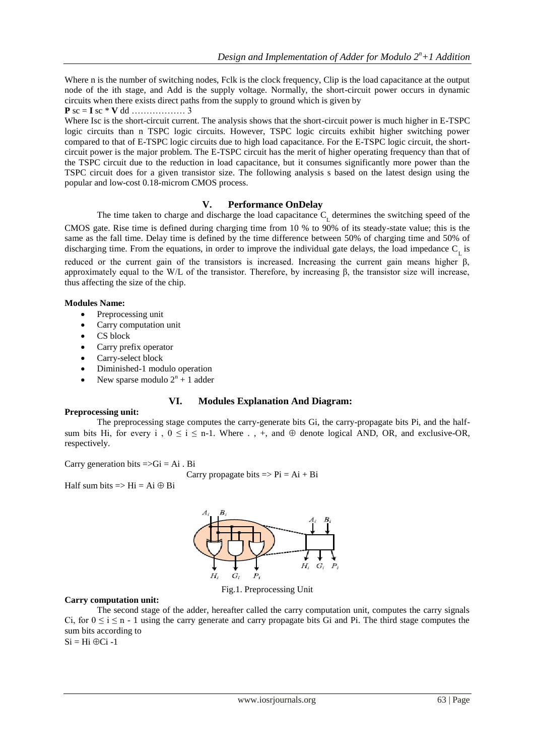Where n is the number of switching nodes, Fclk is the clock frequency, Clip is the load capacitance at the output node of the ith stage, and Add is the supply voltage. Normally, the short-circuit power occurs in dynamic circuits when there exists direct paths from the supply to ground which is given by

**P** sc = **I** sc * **V** dd ……………… 3

Where Isc is the short-circuit current. The analysis shows that the short-circuit power is much higher in E-TSPC logic circuits than n TSPC logic circuits. However, TSPC logic circuits exhibit higher switching power compared to that of E-TSPC logic circuits due to high load capacitance. For the E-TSPC logic circuit, the short-circuit power is the major problem. The E-TSPC circuit has the merit of higher operating frequency than that of the TSPC circuit due to the reduction in load capacitance, but it consumes significantly more power than the TSPC circuit does for a given transistor size. The following analysis s based on the latest design using the popular and low-cost 0.18-microm CMOS process.

## V. Performance OnDelay

The time taken to charge and discharge the load capacitance $C_L$ determines the switching speed of the CMOS gate. Rise time is defined during charging time from 10 % to 90% of its steady-state value; this is the same as the fall time. Delay time is defined by the time difference between 50% of charging time and 50% of discharging time. From the equations, in order to improve the individual gate delays, the load impedance $C_L$ is reduced or the current gain of the transistors is increased. Increasing the current gain means higher β, approximately equal to the W/L of the transistor. Therefore, by increasing β, the transistor size will increase, thus affecting the size of the chip.

**Modules Name:**

- Preprocessing unit
- Carry computation unit
- CS block
- Carry prefix operator
- Carry-select block
- Diminished-1 modulo operation
- New sparse modulo $2^n + 1$ adder

## VI. Modules Explanation And Diagram:

**Preprocessing unit:**

The preprocessing stage computes the carry-generate bits Gi, the carry-propagate bits Pi, and the half-sum bits Hi, for every i , $0 \le i \le n-1$. Where . , +, and ⊕ denote logical AND, OR, and exclusive-OR, respectively.

Carry generation bits => $G_i = A_i \cdot B_i$

Carry propagate bits => $P_i = A_i + B_i$

Half sum bits => $H_i = A_i \oplus B_i$

Fig.1. Preprocessing Unit

**Carry computation unit:**

The second stage of the adder, hereafter called the carry computation unit, computes the carry signals Ci, for $0 \le i \le n - 1$ using the carry generate and carry propagate bits Gi and Pi. The third stage computes the sum bits according to

$S_i = H_i \oplus C_{i-1}$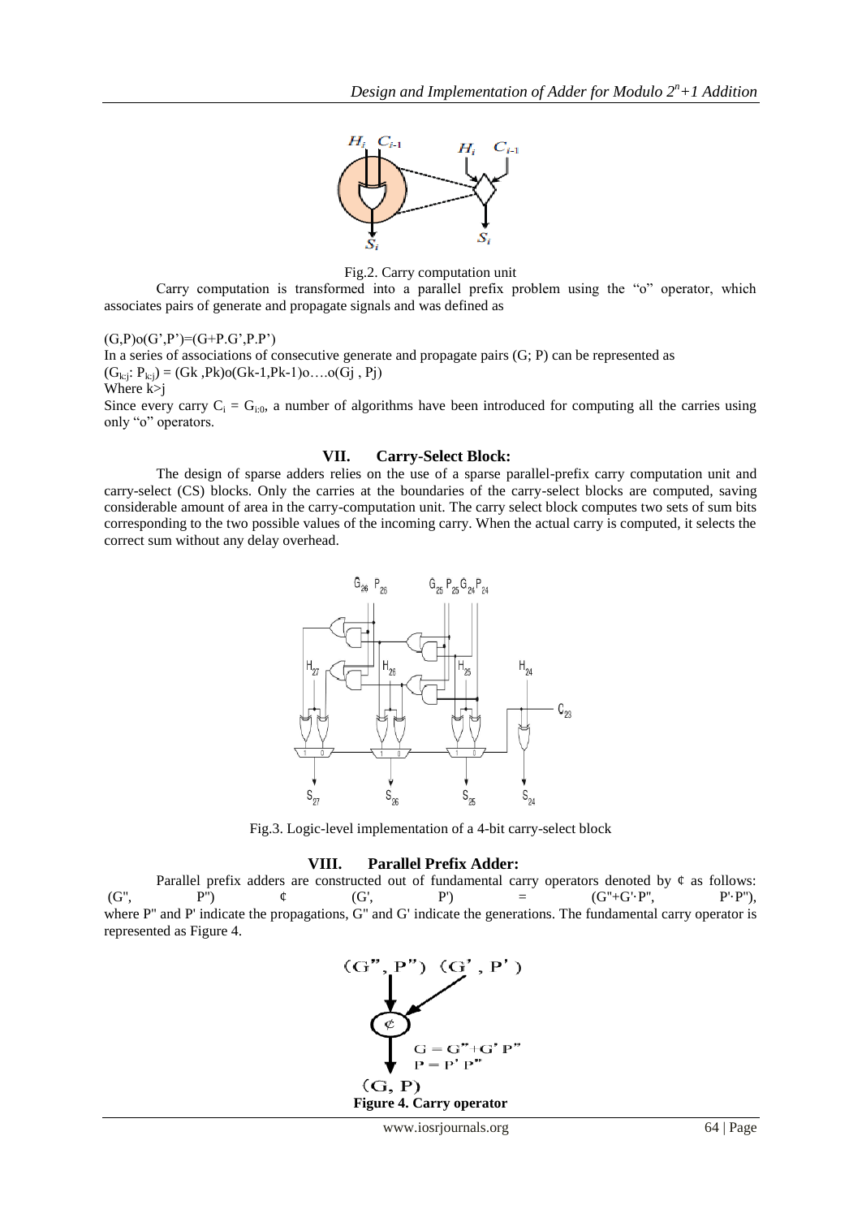Fig.2. Carry computation unit

Carry computation is transformed into a parallel prefix problem using the "o" operator, which associates pairs of generate and propagate signals and was defined as

$(G,P)o(G',P')=(G+P.G',P.P')$

In a series of associations of consecutive generate and propagate pairs (G; P) can be represented as

$(G_{k:j}: P_{k:j}) = (Gk ,Pk)o(Gk-1,Pk-1)o\ldots.o(Gj , Pj)$

Where k>j

Since every carry $C_i = G_{i:0}$, a number of algorithms have been introduced for computing all the carries using only "o" operators.

## VII. Carry-Select Block:

The design of sparse adders relies on the use of a sparse parallel-prefix carry computation unit and carry-select (CS) blocks. Only the carries at the boundaries of the carry-select blocks are computed, saving considerable amount of area in the carry-computation unit. The carry select block computes two sets of sum bits corresponding to the two possible values of the incoming carry. When the actual carry is computed, it selects the correct sum without any delay overhead.

Fig.3. Logic-level implementation of a 4-bit carry-select block

## VIII. Parallel Prefix Adder:

Parallel prefix adders are constructed out of fundamental carry operators denoted by ¢ as follows: $(G'', P'')\ ¢\ (G', P') = (G''+G'\cdot P'', P'\cdot P'')$, where P" and P' indicate the propagations, G" and G' indicate the generations. The fundamental carry operator is represented as Figure 4.

**Figure 4. Carry operator**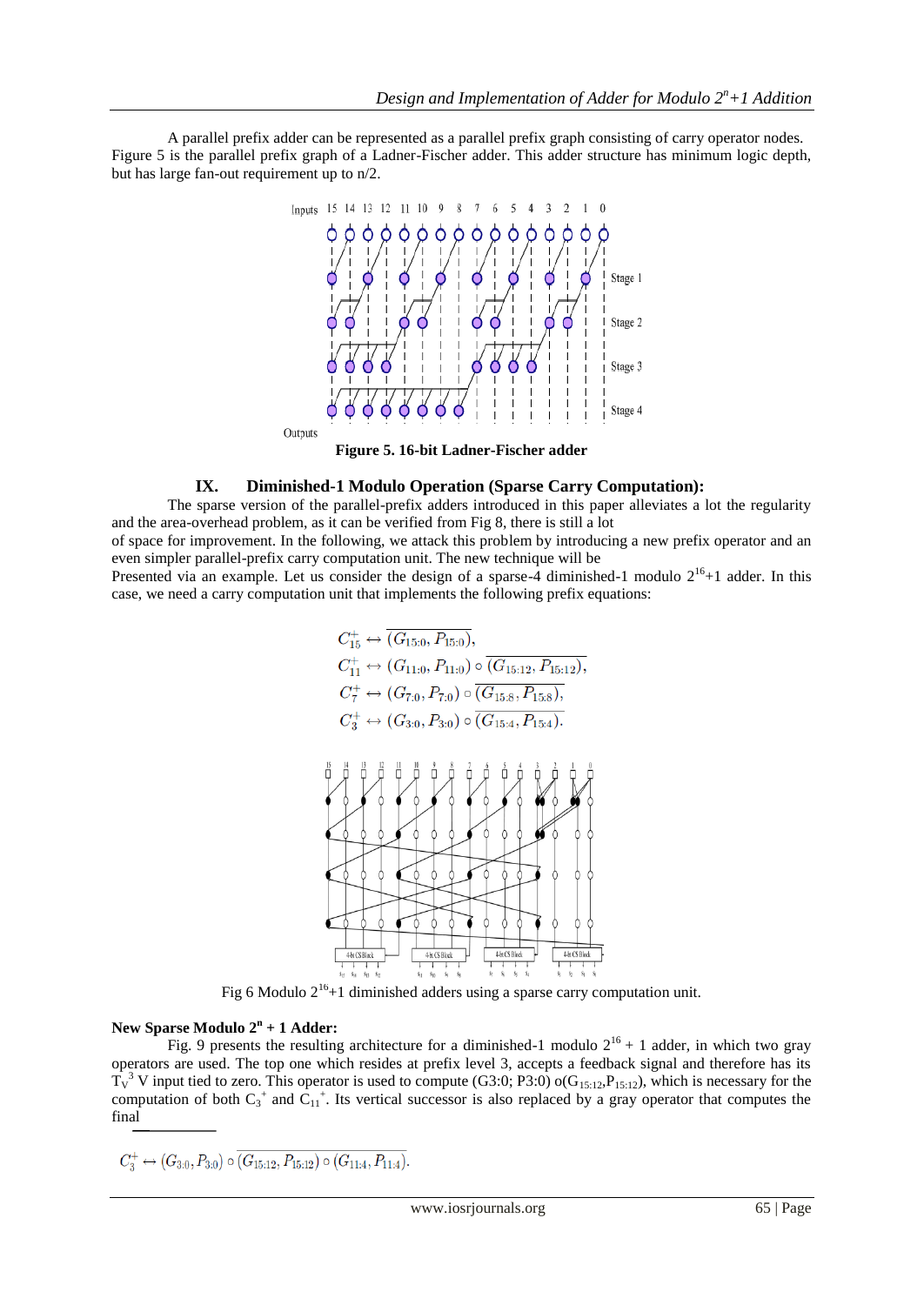A parallel prefix adder can be represented as a parallel prefix graph consisting of carry operator nodes. Figure 5 is the parallel prefix graph of a Ladner-Fischer adder. This adder structure has minimum logic depth, but has large fan-out requirement up to n/2.

**Figure 5. 16-bit Ladner-Fischer adder**

## IX. Diminished-1 Modulo Operation (Sparse Carry Computation):

The sparse version of the parallel-prefix adders introduced in this paper alleviates a lot the regularity and the area-overhead problem, as it can be verified from Fig 8, there is still a lot

of space for improvement. In the following, we attack this problem by introducing a new prefix operator and an even simpler parallel-prefix carry computation unit. The new technique will be

Presented via an example. Let us consider the design of a sparse-4 diminished-1 modulo $2^{16}$+1 adder. In this case, we need a carry computation unit that implements the following prefix equations:

$$C_{15}^{+} \leftrightarrow \overline{(G_{15:0}, P_{15:0})},$$
$$C_{11}^{+} \leftrightarrow (G_{11:0}, P_{11:0}) \circ \overline{(G_{15:12}, P_{15:12})},$$
$$C_{7}^{+} \leftrightarrow (G_{7:0}, P_{7:0}) \circ \overline{(G_{15:8}, P_{15:8})},$$
$$C_{3}^{+} \leftrightarrow (G_{3:0}, P_{3:0}) \circ \overline{(G_{15:4}, P_{15:4})}.$$

Fig 6 Modulo $2^{16}$+1 diminished adders using a sparse carry computation unit.

**New Sparse Modulo $2^n$ + 1 Adder:**

Fig. 9 presents the resulting architecture for a diminished-1 modulo $2^{16}$ + 1 adder, in which two gray operators are used. The top one which resides at prefix level 3, accepts a feedback signal and therefore has its $T_V^3$ V input tied to zero. This operator is used to compute (G3:0; P3:0) o($G_{15:12}$,$P_{15:12}$), which is necessary for the computation of both $C_3^+$ and $C_{11}^+$. Its vertical successor is also replaced by a gray operator that computes the final

$$C_{3}^{+} \leftrightarrow (G_{3:0}, P_{3:0}) \circ \overline{(G_{15:12}, P_{15:12}) \circ (G_{11:4}, P_{11:4})}.$$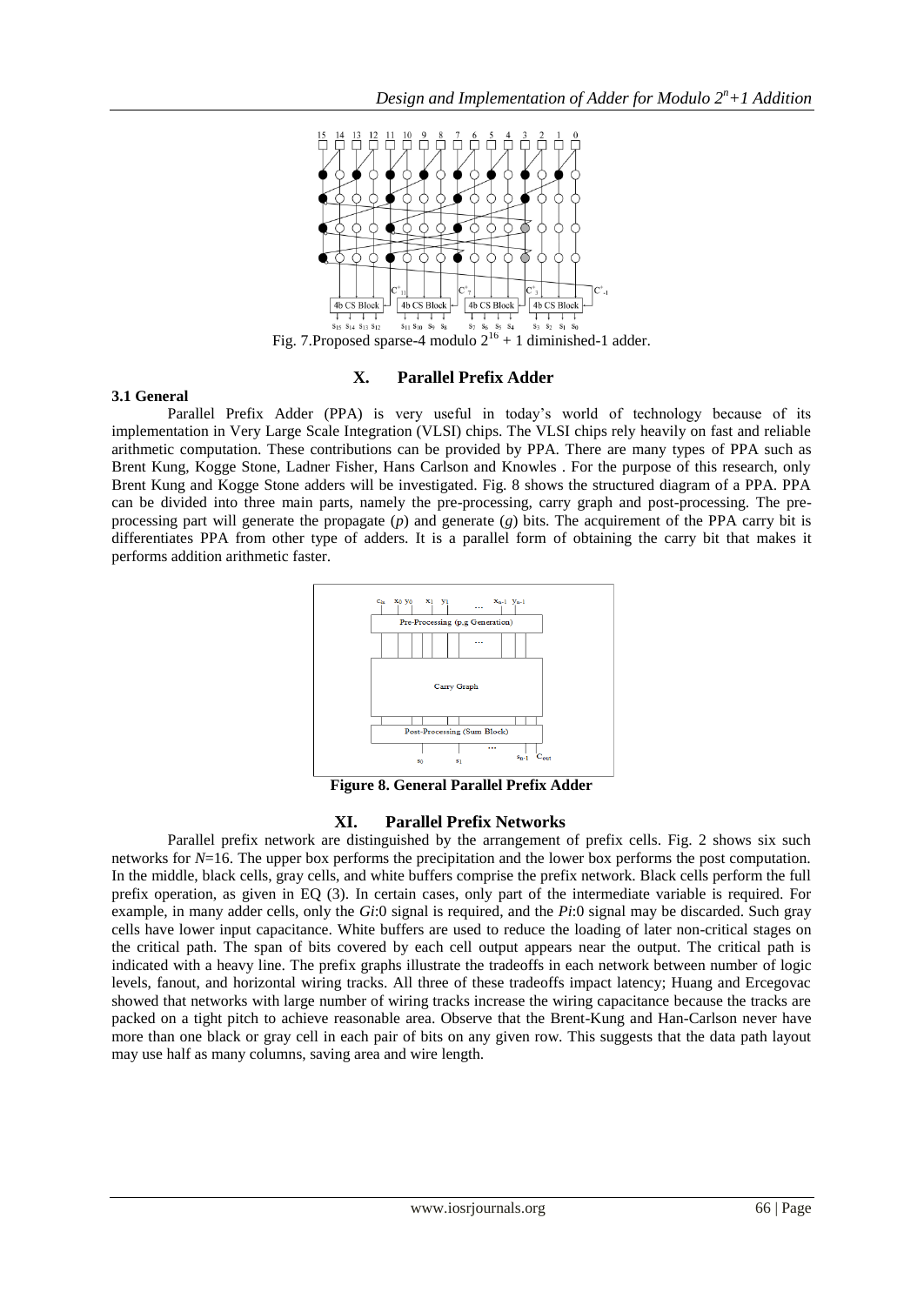Fig. 7.Proposed sparse-4 modulo $2^{16} + 1$ diminished-1 adder.

## X. Parallel Prefix Adder

### 3.1 General

Parallel Prefix Adder (PPA) is very useful in today's world of technology because of its implementation in Very Large Scale Integration (VLSI) chips. The VLSI chips rely heavily on fast and reliable arithmetic computation. These contributions can be provided by PPA. There are many types of PPA such as Brent Kung, Kogge Stone, Ladner Fisher, Hans Carlson and Knowles . For the purpose of this research, only Brent Kung and Kogge Stone adders will be investigated. Fig. 8 shows the structured diagram of a PPA. PPA can be divided into three main parts, namely the pre-processing, carry graph and post-processing. The pre-processing part will generate the propagate ($p$) and generate ($g$) bits. The acquirement of the PPA carry bit is differentiates PPA from other type of adders. It is a parallel form of obtaining the carry bit that makes it performs addition arithmetic faster.

**Figure 8. General Parallel Prefix Adder**

## XI. Parallel Prefix Networks

Parallel prefix network are distinguished by the arrangement of prefix cells. Fig. 2 shows six such networks for $N$=16. The upper box performs the precipitation and the lower box performs the post computation. In the middle, black cells, gray cells, and white buffers comprise the prefix network. Black cells perform the full prefix operation, as given in EQ (3). In certain cases, only part of the intermediate variable is required. For example, in many adder cells, only the $G_{i:0}$ signal is required, and the $P_{i:0}$ signal may be discarded. Such gray cells have lower input capacitance. White buffers are used to reduce the loading of later non-critical stages on the critical path. The span of bits covered by each cell output appears near the output. The critical path is indicated with a heavy line. The prefix graphs illustrate the tradeoffs in each network between number of logic levels, fanout, and horizontal wiring tracks. All three of these tradeoffs impact latency; Huang and Ercegovac showed that networks with large number of wiring tracks increase the wiring capacitance because the tracks are packed on a tight pitch to achieve reasonable area. Observe that the Brent-Kung and Han-Carlson never have more than one black or gray cell in each pair of bits on any given row. This suggests that the data path layout may use half as many columns, saving area and wire length.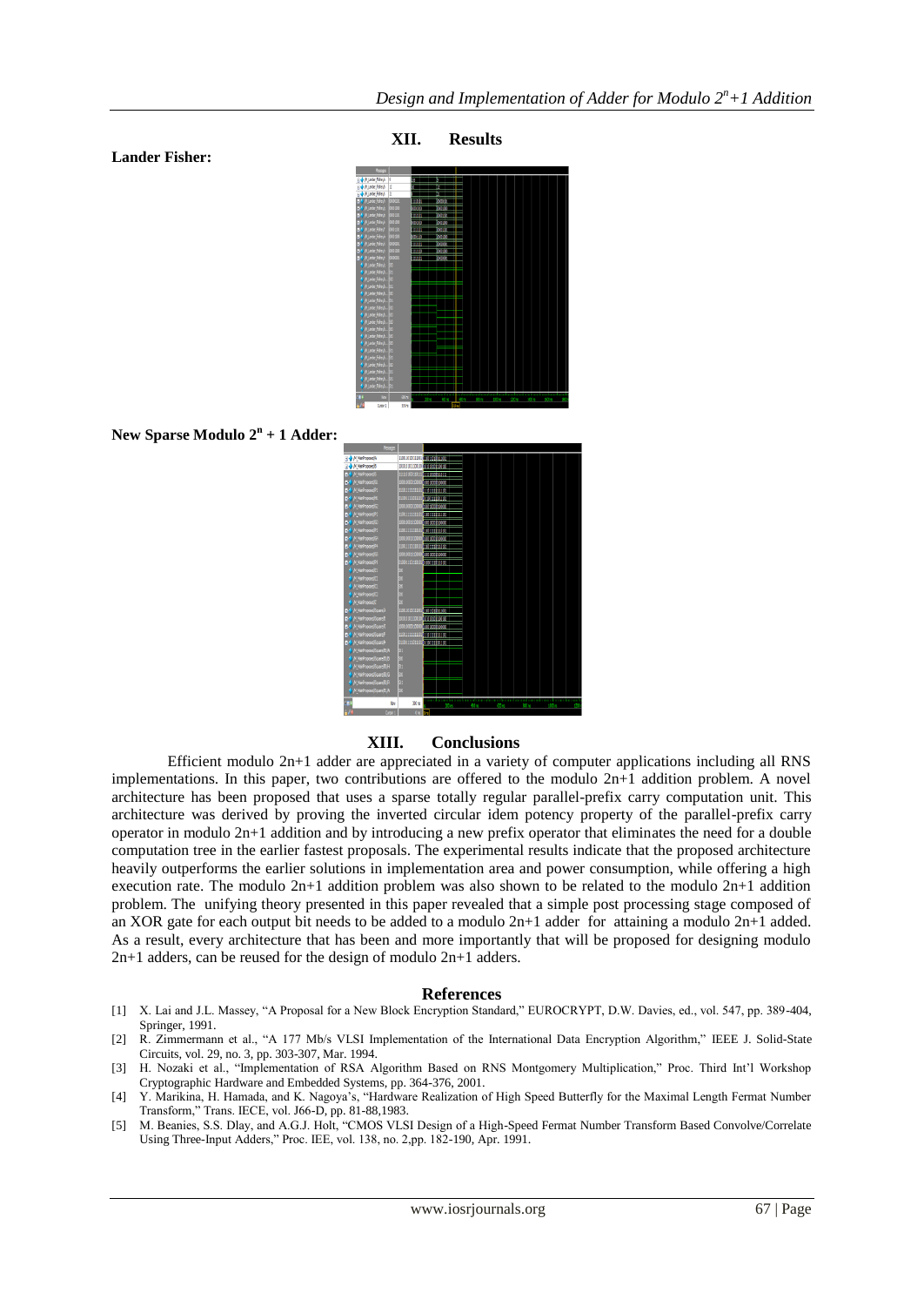## XII. Results

**Lander Fisher:**

**New Sparse Modulo $2^n + 1$ Adder:**

## XIII. Conclusions

Efficient modulo 2n+1 adder are appreciated in a variety of computer applications including all RNS implementations. In this paper, two contributions are offered to the modulo 2n+1 addition problem. A novel architecture has been proposed that uses a sparse totally regular parallel-prefix carry computation unit. This architecture was derived by proving the inverted circular idem potency property of the parallel-prefix carry operator in modulo 2n+1 addition and by introducing a new prefix operator that eliminates the need for a double computation tree in the earlier fastest proposals. The experimental results indicate that the proposed architecture heavily outperforms the earlier solutions in implementation area and power consumption, while offering a high execution rate. The modulo 2n+1 addition problem was also shown to be related to the modulo 2n+1 addition problem. The unifying theory presented in this paper revealed that a simple post processing stage composed of an XOR gate for each output bit needs to be added to a modulo 2n+1 adder for attaining a modulo 2n+1 added. As a result, every architecture that has been and more importantly that will be proposed for designing modulo 2n+1 adders, can be reused for the design of modulo 2n+1 adders.

## References

[1] X. Lai and J.L. Massey, "A Proposal for a New Block Encryption Standard," EUROCRYPT, D.W. Davies, ed., vol. 547, pp. 389-404, Springer, 1991.

[2] R. Zimmermann et al., "A 177 Mb/s VLSI Implementation of the International Data Encryption Algorithm," IEEE J. Solid-State Circuits, vol. 29, no. 3, pp. 303-307, Mar. 1994.

[3] H. Nozaki et al., "Implementation of RSA Algorithm Based on RNS Montgomery Multiplication," Proc. Third Int'l Workshop Cryptographic Hardware and Embedded Systems, pp. 364-376, 2001.

[4] Y. Marikina, H. Hamada, and K. Nagoya's, "Hardware Realization of High Speed Butterfly for the Maximal Length Fermat Number Transform," Trans. IECE, vol. J66-D, pp. 81-88,1983.

[5] M. Beanies, S.S. Dlay, and A.G.J. Holt, "CMOS VLSI Design of a High-Speed Fermat Number Transform Based Convolve/Correlate Using Three-Input Adders," Proc. IEE, vol. 138, no. 2,pp. 182-190, Apr. 1991.